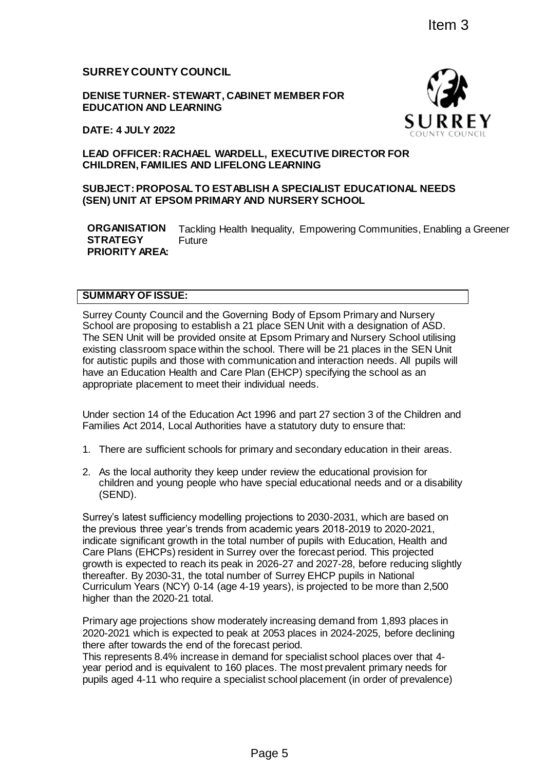Item 3

**SURREY COUNTY COUNCIL**

**DENISE TURNER- STEWART, CABINET MEMBER FOR EDUCATION AND LEARNING**

**DATE: 4 JULY 2022**

**LEAD OFFICER: RACHAEL WARDELL, EXECUTIVE DIRECTOR FOR CHILDREN, FAMILIES AND LIFELONG LEARNING**

**SUBJECT: PROPOSAL TO ESTABLISH A SPECIALIST EDUCATIONAL NEEDS (SEN) UNIT AT EPSOM PRIMARY AND NURSERY SCHOOL**

| **ORGANISATION STRATEGY PRIORITY AREA:** | Tackling Health Inequality, Empowering Communities, Enabling a Greener Future |
|---|---|

**SUMMARY OF ISSUE:**

Surrey County Council and the Governing Body of Epsom Primary and Nursery School are proposing to establish a 21 place SEN Unit with a designation of ASD. The SEN Unit will be provided onsite at Epsom Primary and Nursery School utilising existing classroom space within the school. There will be 21 places in the SEN Unit for autistic pupils and those with communication and interaction needs. All pupils will have an Education Health and Care Plan (EHCP) specifying the school as an appropriate placement to meet their individual needs.

Under section 14 of the Education Act 1996 and part 27 section 3 of the Children and Families Act 2014, Local Authorities have a statutory duty to ensure that:

1. There are sufficient schools for primary and secondary education in their areas.
2. As the local authority they keep under review the educational provision for children and young people who have special educational needs and or a disability (SEND).

Surrey's latest sufficiency modelling projections to 2030-2031, which are based on the previous three year's trends from academic years 2018-2019 to 2020-2021, indicate significant growth in the total number of pupils with Education, Health and Care Plans (EHCPs) resident in Surrey over the forecast period. This projected growth is expected to reach its peak in 2026-27 and 2027-28, before reducing slightly thereafter. By 2030-31, the total number of Surrey EHCP pupils in National Curriculum Years (NCY) 0-14 (age 4-19 years), is projected to be more than 2,500 higher than the 2020-21 total.

Primary age projections show moderately increasing demand from 1,893 places in 2020-2021 which is expected to peak at 2053 places in 2024-2025, before declining there after towards the end of the forecast period.
This represents 8.4% increase in demand for specialist school places over that 4-year period and is equivalent to 160 places. The most prevalent primary needs for pupils aged 4-11 who require a specialist school placement (in order of prevalence)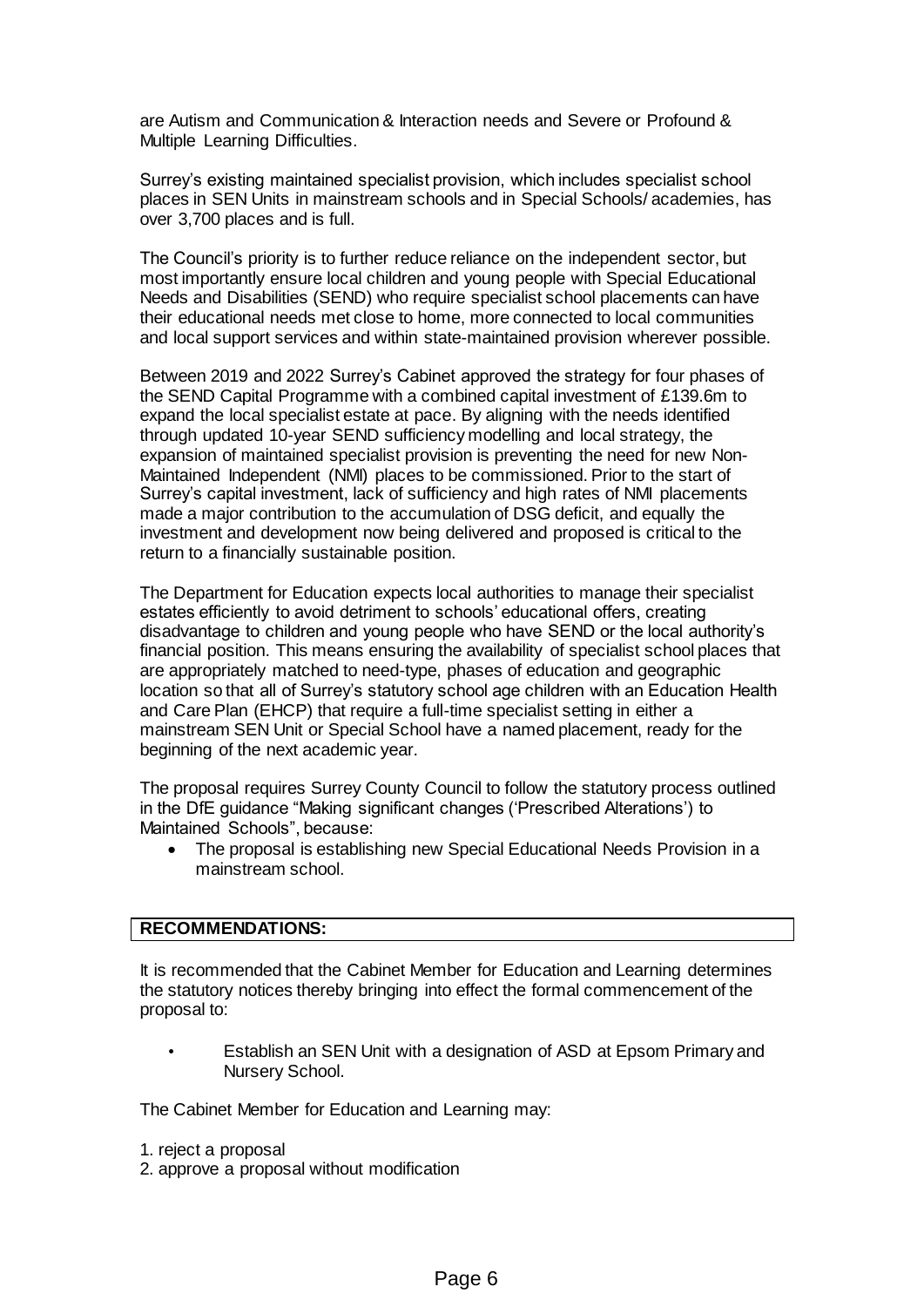are Autism and Communication & Interaction needs and Severe or Profound & Multiple Learning Difficulties.

Surrey's existing maintained specialist provision, which includes specialist school places in SEN Units in mainstream schools and in Special Schools/ academies, has over 3,700 places and is full.

The Council's priority is to further reduce reliance on the independent sector, but most importantly ensure local children and young people with Special Educational Needs and Disabilities (SEND) who require specialist school placements can have their educational needs met close to home, more connected to local communities and local support services and within state-maintained provision wherever possible.

Between 2019 and 2022 Surrey's Cabinet approved the strategy for four phases of the SEND Capital Programme with a combined capital investment of £139.6m to expand the local specialist estate at pace. By aligning with the needs identified through updated 10-year SEND sufficiency modelling and local strategy, the expansion of maintained specialist provision is preventing the need for new Non-Maintained Independent (NMI) places to be commissioned. Prior to the start of Surrey's capital investment, lack of sufficiency and high rates of NMI placements made a major contribution to the accumulation of DSG deficit, and equally the investment and development now being delivered and proposed is critical to the return to a financially sustainable position.

The Department for Education expects local authorities to manage their specialist estates efficiently to avoid detriment to schools' educational offers, creating disadvantage to children and young people who have SEND or the local authority's financial position. This means ensuring the availability of specialist school places that are appropriately matched to need-type, phases of education and geographic location so that all of Surrey's statutory school age children with an Education Health and Care Plan (EHCP) that require a full-time specialist setting in either a mainstream SEN Unit or Special School have a named placement, ready for the beginning of the next academic year.

The proposal requires Surrey County Council to follow the statutory process outlined in the DfE guidance "Making significant changes ('Prescribed Alterations') to Maintained Schools", because:

- The proposal is establishing new Special Educational Needs Provision in a mainstream school.

## RECOMMENDATIONS:

It is recommended that the Cabinet Member for Education and Learning determines the statutory notices thereby bringing into effect the formal commencement of the proposal to:

- Establish an SEN Unit with a designation of ASD at Epsom Primary and Nursery School.

The Cabinet Member for Education and Learning may:

1. reject a proposal
2. approve a proposal without modification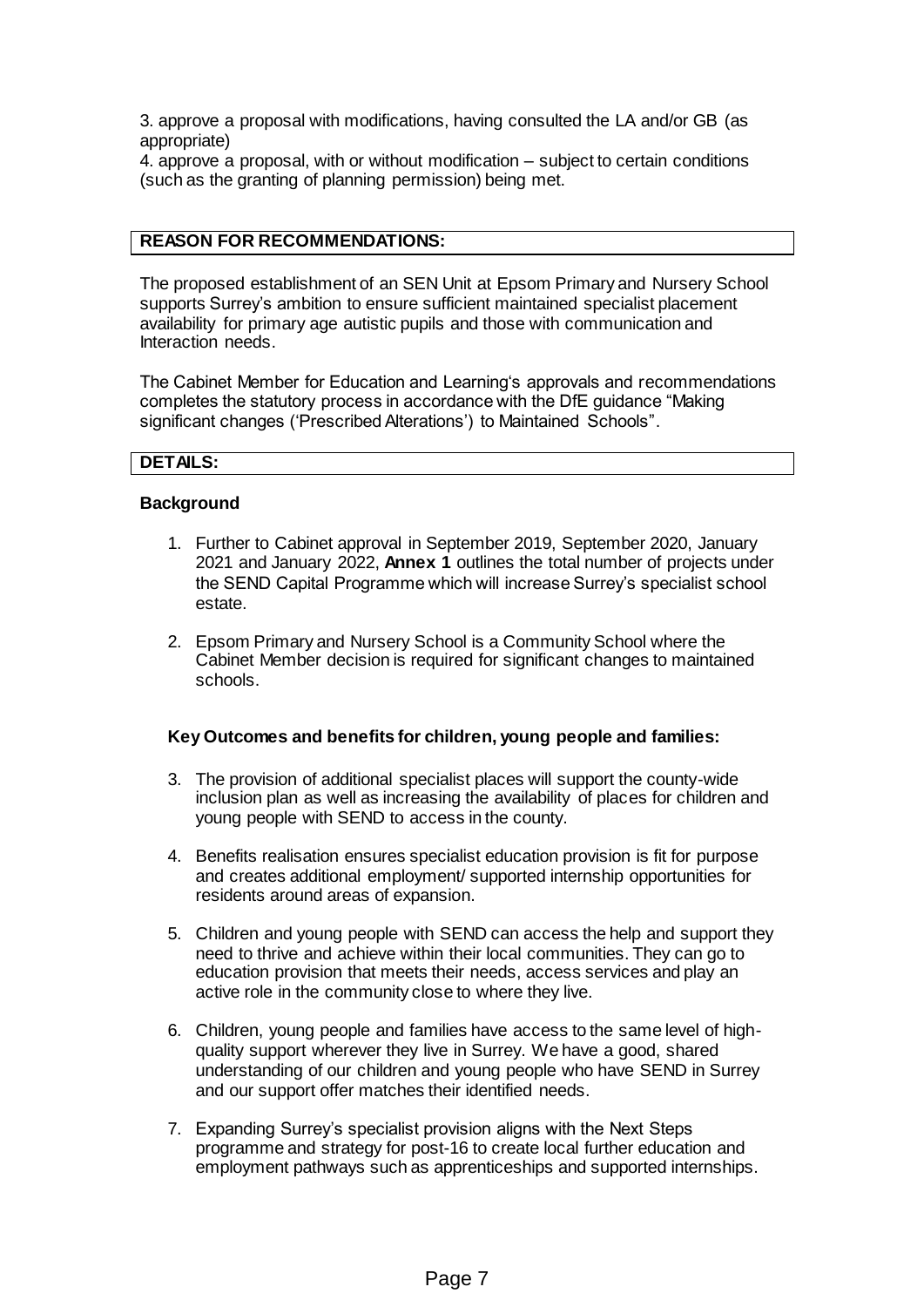3. approve a proposal with modifications, having consulted the LA and/or GB (as appropriate)

4. approve a proposal, with or without modification – subject to certain conditions (such as the granting of planning permission) being met.

## REASON FOR RECOMMENDATIONS:

The proposed establishment of an SEN Unit at Epsom Primary and Nursery School supports Surrey's ambition to ensure sufficient maintained specialist placement availability for primary age autistic pupils and those with communication and Interaction needs.

The Cabinet Member for Education and Learning's approvals and recommendations completes the statutory process in accordance with the DfE guidance "Making significant changes ('Prescribed Alterations') to Maintained Schools".

## DETAILS:

### Background

1. Further to Cabinet approval in September 2019, September 2020, January 2021 and January 2022, **Annex 1** outlines the total number of projects under the SEND Capital Programme which will increase Surrey's specialist school estate.

2. Epsom Primary and Nursery School is a Community School where the Cabinet Member decision is required for significant changes to maintained schools.

### Key Outcomes and benefits for children, young people and families:

3. The provision of additional specialist places will support the county-wide inclusion plan as well as increasing the availability of places for children and young people with SEND to access in the county.

4. Benefits realisation ensures specialist education provision is fit for purpose and creates additional employment/ supported internship opportunities for residents around areas of expansion.

5. Children and young people with SEND can access the help and support they need to thrive and achieve within their local communities. They can go to education provision that meets their needs, access services and play an active role in the community close to where they live.

6. Children, young people and families have access to the same level of high-quality support wherever they live in Surrey. We have a good, shared understanding of our children and young people who have SEND in Surrey and our support offer matches their identified needs.

7. Expanding Surrey's specialist provision aligns with the Next Steps programme and strategy for post-16 to create local further education and employment pathways such as apprenticeships and supported internships.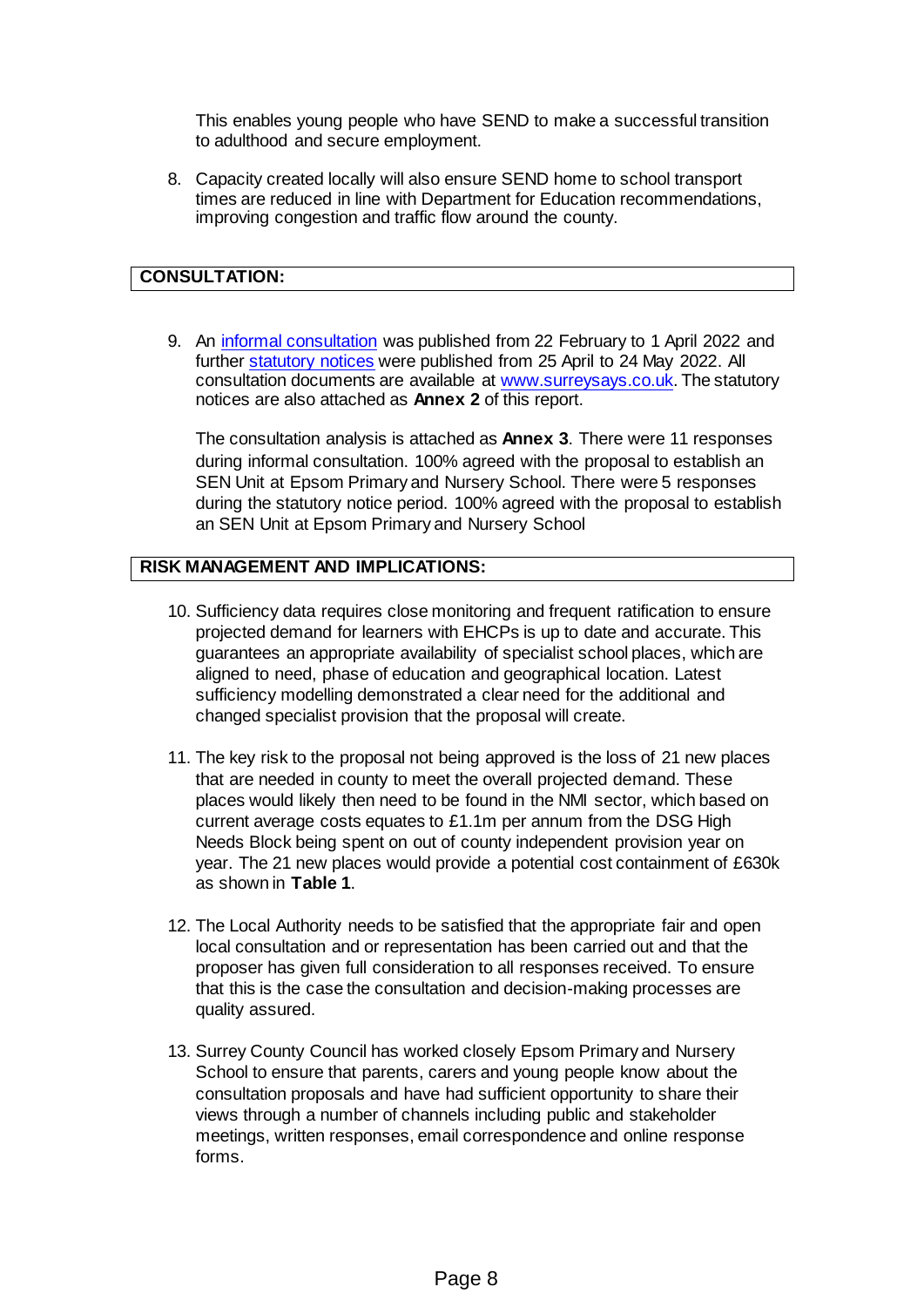This enables young people who have SEND to make a successful transition to adulthood and secure employment.

8. Capacity created locally will also ensure SEND home to school transport times are reduced in line with Department for Education recommendations, improving congestion and traffic flow around the county.

## CONSULTATION:

9. An [informal consultation](informal consultation) was published from 22 February to 1 April 2022 and further [statutory notices](statutory notices) were published from 25 April to 24 May 2022. All consultation documents are available at [www.surreysays.co.uk](www.surreysays.co.uk). The statutory notices are also attached as **Annex 2** of this report.

   The consultation analysis is attached as **Annex 3**. There were 11 responses during informal consultation. 100% agreed with the proposal to establish an SEN Unit at Epsom Primary and Nursery School. There were 5 responses during the statutory notice period. 100% agreed with the proposal to establish an SEN Unit at Epsom Primary and Nursery School

## RISK MANAGEMENT AND IMPLICATIONS:

10. Sufficiency data requires close monitoring and frequent ratification to ensure projected demand for learners with EHCPs is up to date and accurate. This guarantees an appropriate availability of specialist school places, which are aligned to need, phase of education and geographical location. Latest sufficiency modelling demonstrated a clear need for the additional and changed specialist provision that the proposal will create.

11. The key risk to the proposal not being approved is the loss of 21 new places that are needed in county to meet the overall projected demand. These places would likely then need to be found in the NMI sector, which based on current average costs equates to £1.1m per annum from the DSG High Needs Block being spent on out of county independent provision year on year. The 21 new places would provide a potential cost containment of £630k as shown in **Table 1**.

12. The Local Authority needs to be satisfied that the appropriate fair and open local consultation and or representation has been carried out and that the proposer has given full consideration to all responses received. To ensure that this is the case the consultation and decision-making processes are quality assured.

13. Surrey County Council has worked closely Epsom Primary and Nursery School to ensure that parents, carers and young people know about the consultation proposals and have had sufficient opportunity to share their views through a number of channels including public and stakeholder meetings, written responses, email correspondence and online response forms.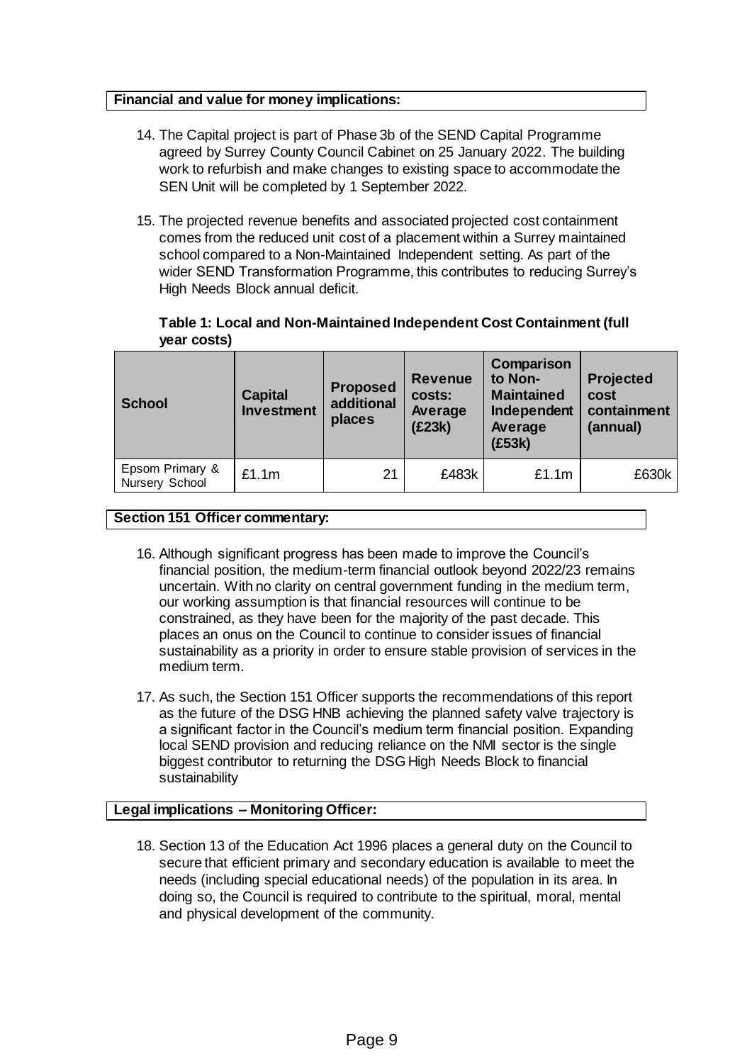**Financial and value for money implications:**

14. The Capital project is part of Phase 3b of the SEND Capital Programme agreed by Surrey County Council Cabinet on 25 January 2022. The building work to refurbish and make changes to existing space to accommodate the SEN Unit will be completed by 1 September 2022.

15. The projected revenue benefits and associated projected cost containment comes from the reduced unit cost of a placement within a Surrey maintained school compared to a Non-Maintained Independent setting. As part of the wider SEND Transformation Programme, this contributes to reducing Surrey's High Needs Block annual deficit.

**Table 1: Local and Non-Maintained Independent Cost Containment (full year costs)**

| School | Capital Investment | Proposed additional places | Revenue costs: Average (£23k) | Comparison to Non-Maintained Independent Average (£53k) | Projected cost containment (annual) |
|---|---|---|---|---|---|
| Epsom Primary & Nursery School | £1.1m | 21 | £483k | £1.1m | £630k |

**Section 151 Officer commentary:**

16. Although significant progress has been made to improve the Council's financial position, the medium-term financial outlook beyond 2022/23 remains uncertain. With no clarity on central government funding in the medium term, our working assumption is that financial resources will continue to be constrained, as they have been for the majority of the past decade. This places an onus on the Council to continue to consider issues of financial sustainability as a priority in order to ensure stable provision of services in the medium term.

17. As such, the Section 151 Officer supports the recommendations of this report as the future of the DSG HNB achieving the planned safety valve trajectory is a significant factor in the Council's medium term financial position. Expanding local SEND provision and reducing reliance on the NMI sector is the single biggest contributor to returning the DSG High Needs Block to financial sustainability

**Legal implications – Monitoring Officer:**

18. Section 13 of the Education Act 1996 places a general duty on the Council to secure that efficient primary and secondary education is available to meet the needs (including special educational needs) of the population in its area. In doing so, the Council is required to contribute to the spiritual, moral, mental and physical development of the community.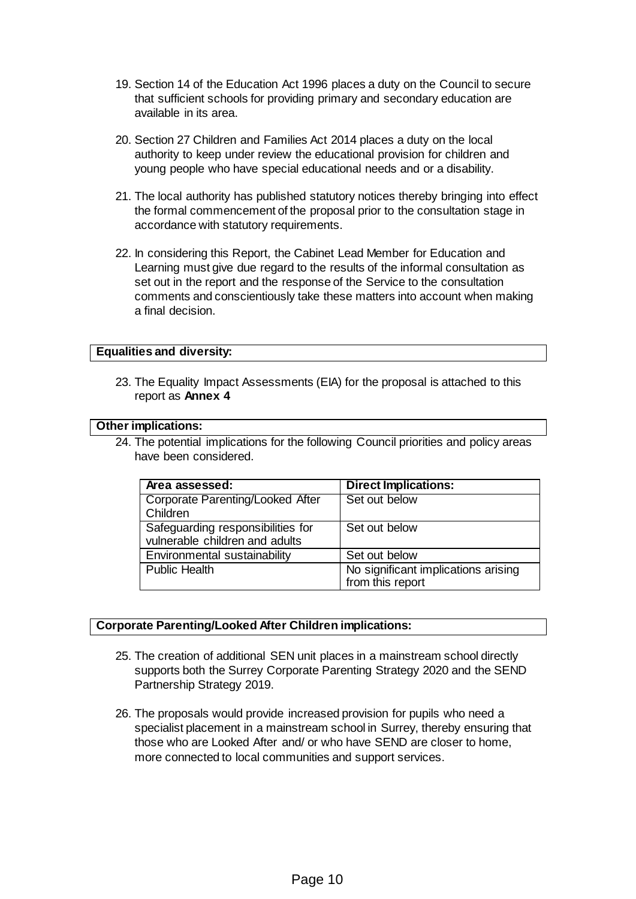19. Section 14 of the Education Act 1996 places a duty on the Council to secure that sufficient schools for providing primary and secondary education are available in its area.

20. Section 27 Children and Families Act 2014 places a duty on the local authority to keep under review the educational provision for children and young people who have special educational needs and or a disability.

21. The local authority has published statutory notices thereby bringing into effect the formal commencement of the proposal prior to the consultation stage in accordance with statutory requirements.

22. In considering this Report, the Cabinet Lead Member for Education and Learning must give due regard to the results of the informal consultation as set out in the report and the response of the Service to the consultation comments and conscientiously take these matters into account when making a final decision.

**Equalities and diversity:**

23. The Equality Impact Assessments (EIA) for the proposal is attached to this report as **Annex 4**

**Other implications:**

24. The potential implications for the following Council priorities and policy areas have been considered.

| Area assessed: | Direct Implications: |
|---|---|
| Corporate Parenting/Looked After Children | Set out below |
| Safeguarding responsibilities for vulnerable children and adults | Set out below |
| Environmental sustainability | Set out below |
| Public Health | No significant implications arising from this report |

**Corporate Parenting/Looked After Children implications:**

25. The creation of additional SEN unit places in a mainstream school directly supports both the Surrey Corporate Parenting Strategy 2020 and the SEND Partnership Strategy 2019.

26. The proposals would provide increased provision for pupils who need a specialist placement in a mainstream school in Surrey, thereby ensuring that those who are Looked After and/ or who have SEND are closer to home, more connected to local communities and support services.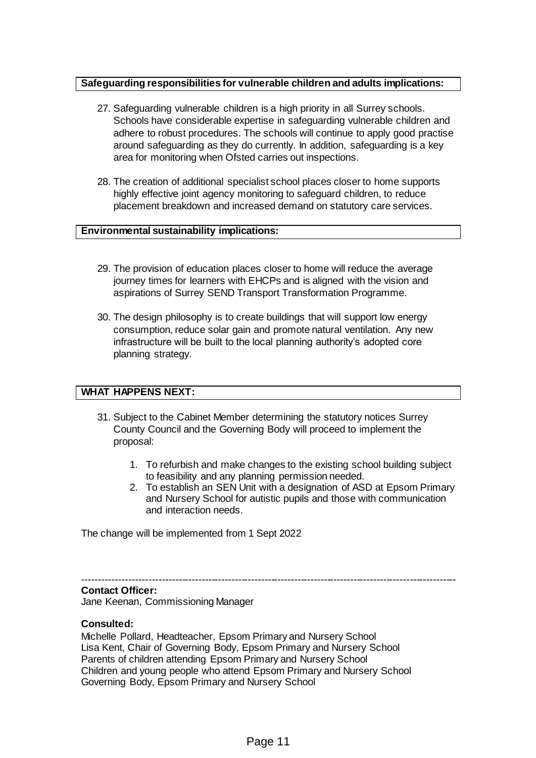**Safeguarding responsibilities for vulnerable children and adults implications:**

27. Safeguarding vulnerable children is a high priority in all Surrey schools. Schools have considerable expertise in safeguarding vulnerable children and adhere to robust procedures. The schools will continue to apply good practise around safeguarding as they do currently. In addition, safeguarding is a key area for monitoring when Ofsted carries out inspections.

28. The creation of additional specialist school places closer to home supports highly effective joint agency monitoring to safeguard children, to reduce placement breakdown and increased demand on statutory care services.

**Environmental sustainability implications:**

29. The provision of education places closer to home will reduce the average journey times for learners with EHCPs and is aligned with the vision and aspirations of Surrey SEND Transport Transformation Programme.

30. The design philosophy is to create buildings that will support low energy consumption, reduce solar gain and promote natural ventilation. Any new infrastructure will be built to the local planning authority's adopted core planning strategy.

**WHAT HAPPENS NEXT:**

31. Subject to the Cabinet Member determining the statutory notices Surrey County Council and the Governing Body will proceed to implement the proposal:

    1. To refurbish and make changes to the existing school building subject to feasibility and any planning permission needed.
    2. To establish an SEN Unit with a designation of ASD at Epsom Primary and Nursery School for autistic pupils and those with communication and interaction needs.

The change will be implemented from 1 Sept 2022

---

**Contact Officer:**
Jane Keenan, Commissioning Manager

**Consulted:**
Michelle Pollard, Headteacher, Epsom Primary and Nursery School
Lisa Kent, Chair of Governing Body, Epsom Primary and Nursery School
Parents of children attending Epsom Primary and Nursery School
Children and young people who attend Epsom Primary and Nursery School
Governing Body, Epsom Primary and Nursery School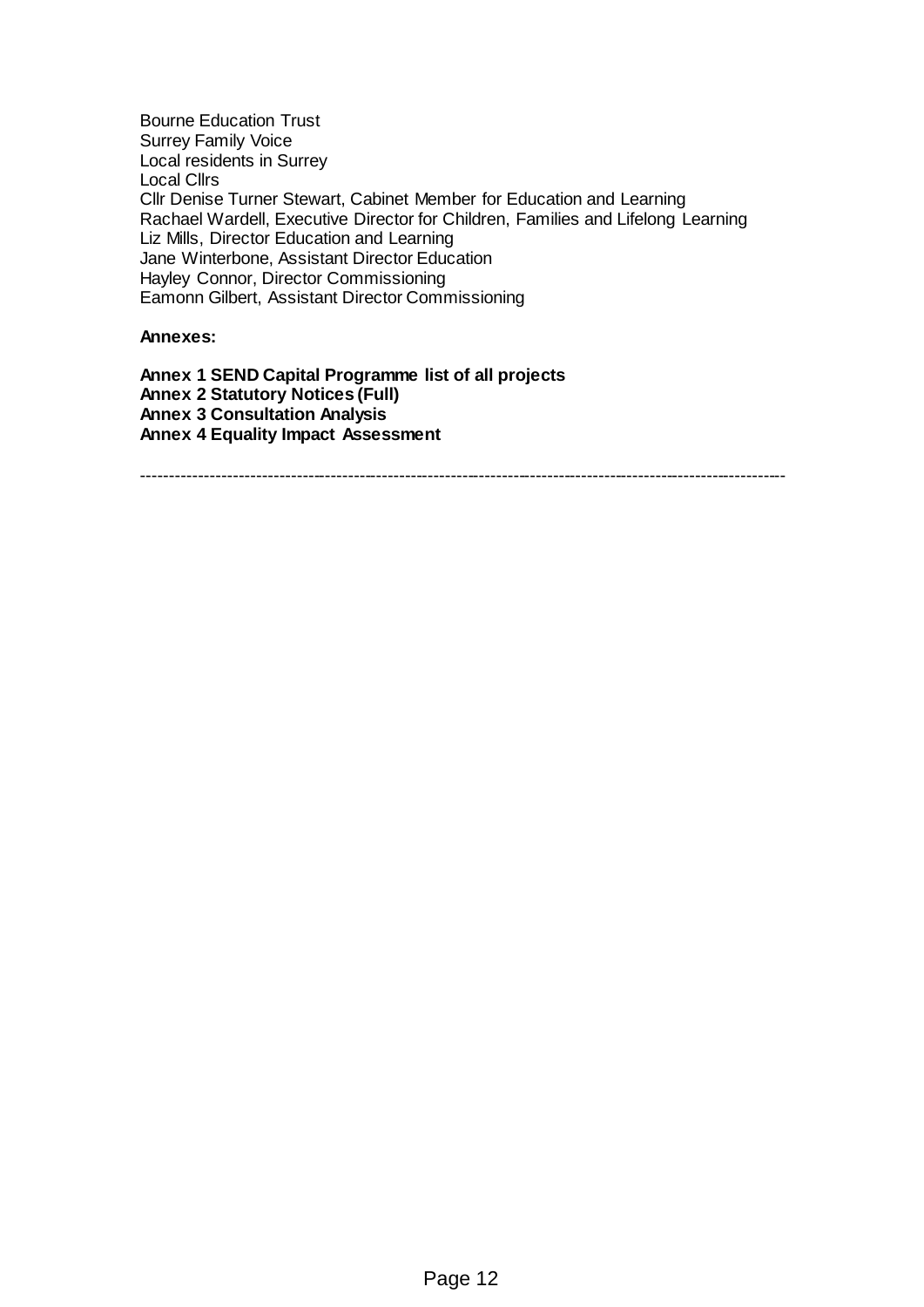Bourne Education Trust
Surrey Family Voice
Local residents in Surrey
Local Cllrs
Cllr Denise Turner Stewart, Cabinet Member for Education and Learning
Rachael Wardell, Executive Director for Children, Families and Lifelong Learning
Liz Mills, Director Education and Learning
Jane Winterbone, Assistant Director Education
Hayley Connor, Director Commissioning
Eamonn Gilbert, Assistant Director Commissioning

**Annexes:**

**Annex 1 SEND Capital Programme list of all projects**
**Annex 2 Statutory Notices (Full)**
**Annex 3 Consultation Analysis**
**Annex 4 Equality Impact Assessment**

---